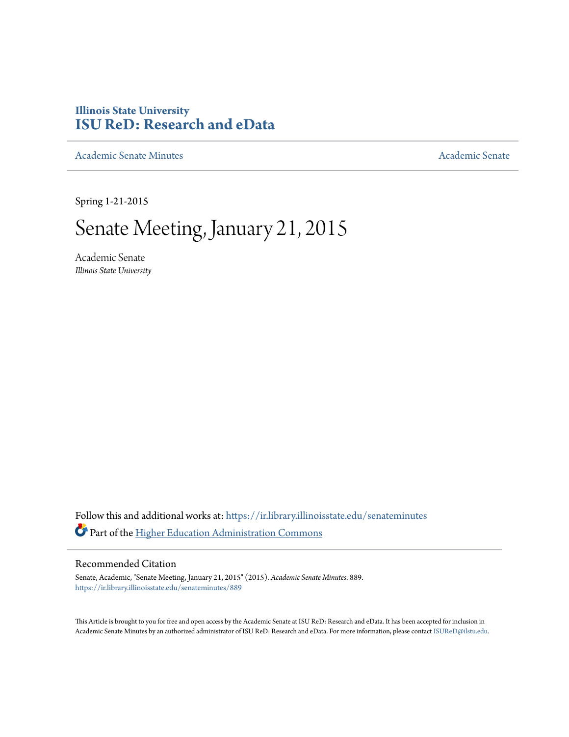**Illinois State University**
**ISU ReD: Research and eData**

Academic Senate Minutes | Academic Senate

Spring 1-21-2015

# Senate Meeting, January 21, 2015

Academic Senate
*Illinois State University*

Follow this and additional works at: https://ir.library.illinoisstate.edu/senateminutes

Part of the Higher Education Administration Commons

## Recommended Citation

Senate, Academic, "Senate Meeting, January 21, 2015" (2015). *Academic Senate Minutes*. 889.
https://ir.library.illinoisstate.edu/senateminutes/889

This Article is brought to you for free and open access by the Academic Senate at ISU ReD: Research and eData. It has been accepted for inclusion in Academic Senate Minutes by an authorized administrator of ISU ReD: Research and eData. For more information, please contact ISUReD@ilstu.edu.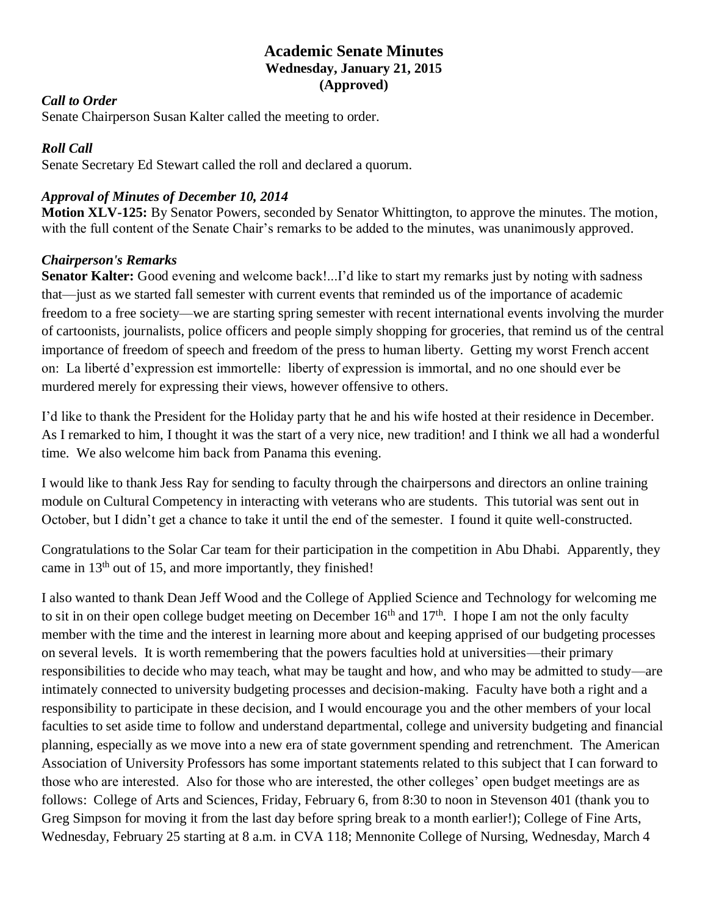# Academic Senate Minutes
## Wednesday, January 21, 2015
## (Approved)

***Call to Order***

Senate Chairperson Susan Kalter called the meeting to order.

***Roll Call***

Senate Secretary Ed Stewart called the roll and declared a quorum.

***Approval of Minutes of December 10, 2014***

**Motion XLV-125:** By Senator Powers, seconded by Senator Whittington, to approve the minutes. The motion, with the full content of the Senate Chair's remarks to be added to the minutes, was unanimously approved.

***Chairperson's Remarks***

**Senator Kalter:** Good evening and welcome back!...I'd like to start my remarks just by noting with sadness that—just as we started fall semester with current events that reminded us of the importance of academic freedom to a free society—we are starting spring semester with recent international events involving the murder of cartoonists, journalists, police officers and people simply shopping for groceries, that remind us of the central importance of freedom of speech and freedom of the press to human liberty. Getting my worst French accent on: La liberté d'expression est immortelle: liberty of expression is immortal, and no one should ever be murdered merely for expressing their views, however offensive to others.

I'd like to thank the President for the Holiday party that he and his wife hosted at their residence in December. As I remarked to him, I thought it was the start of a very nice, new tradition! and I think we all had a wonderful time. We also welcome him back from Panama this evening.

I would like to thank Jess Ray for sending to faculty through the chairpersons and directors an online training module on Cultural Competency in interacting with veterans who are students. This tutorial was sent out in October, but I didn't get a chance to take it until the end of the semester. I found it quite well-constructed.

Congratulations to the Solar Car team for their participation in the competition in Abu Dhabi. Apparently, they came in 13th out of 15, and more importantly, they finished!

I also wanted to thank Dean Jeff Wood and the College of Applied Science and Technology for welcoming me to sit in on their open college budget meeting on December 16th and 17th. I hope I am not the only faculty member with the time and the interest in learning more about and keeping apprised of our budgeting processes on several levels. It is worth remembering that the powers faculties hold at universities—their primary responsibilities to decide who may teach, what may be taught and how, and who may be admitted to study—are intimately connected to university budgeting processes and decision-making. Faculty have both a right and a responsibility to participate in these decision, and I would encourage you and the other members of your local faculties to set aside time to follow and understand departmental, college and university budgeting and financial planning, especially as we move into a new era of state government spending and retrenchment. The American Association of University Professors has some important statements related to this subject that I can forward to those who are interested. Also for those who are interested, the other colleges' open budget meetings are as follows: College of Arts and Sciences, Friday, February 6, from 8:30 to noon in Stevenson 401 (thank you to Greg Simpson for moving it from the last day before spring break to a month earlier!); College of Fine Arts, Wednesday, February 25 starting at 8 a.m. in CVA 118; Mennonite College of Nursing, Wednesday, March 4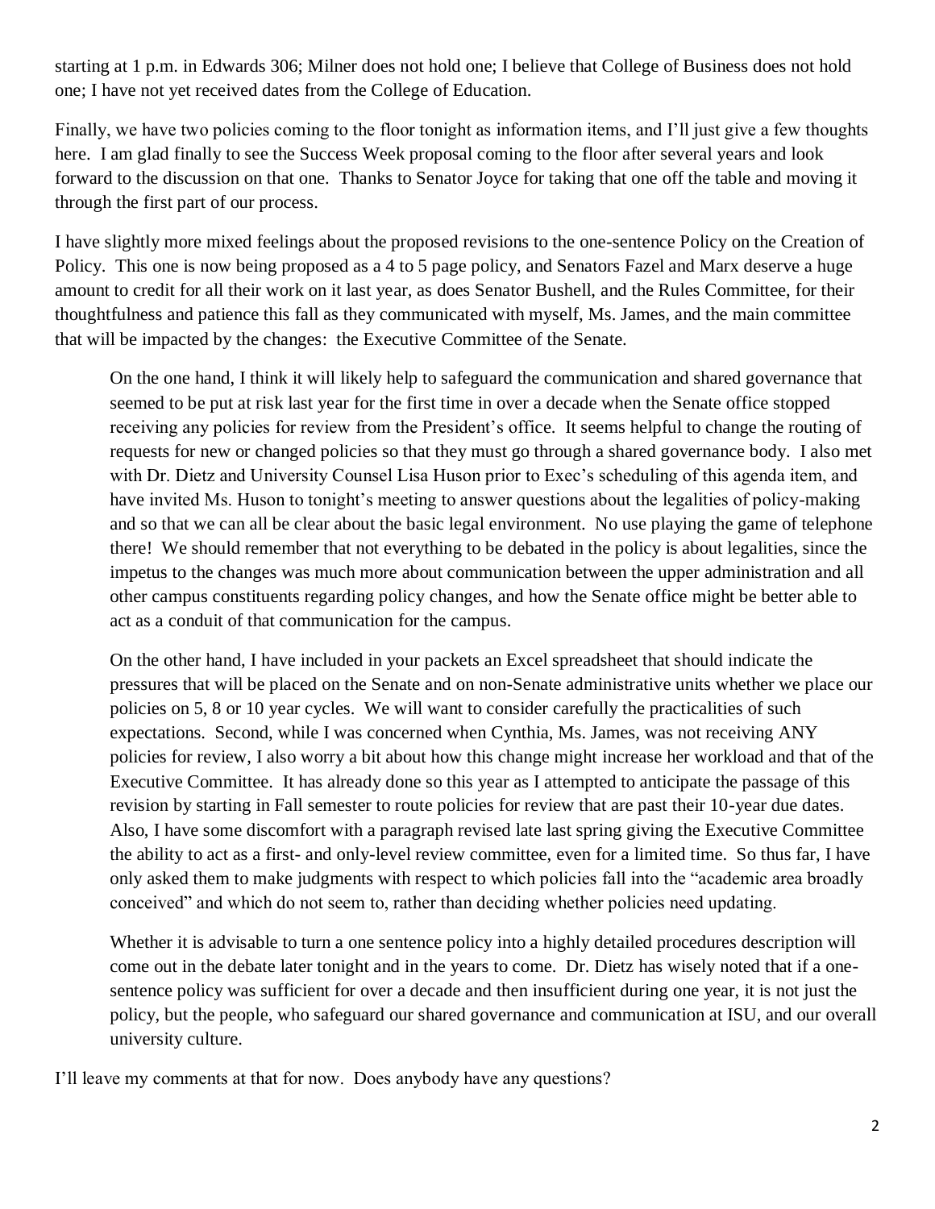starting at 1 p.m. in Edwards 306; Milner does not hold one; I believe that College of Business does not hold one; I have not yet received dates from the College of Education.

Finally, we have two policies coming to the floor tonight as information items, and I'll just give a few thoughts here. I am glad finally to see the Success Week proposal coming to the floor after several years and look forward to the discussion on that one. Thanks to Senator Joyce for taking that one off the table and moving it through the first part of our process.

I have slightly more mixed feelings about the proposed revisions to the one-sentence Policy on the Creation of Policy. This one is now being proposed as a 4 to 5 page policy, and Senators Fazel and Marx deserve a huge amount to credit for all their work on it last year, as does Senator Bushell, and the Rules Committee, for their thoughtfulness and patience this fall as they communicated with myself, Ms. James, and the main committee that will be impacted by the changes: the Executive Committee of the Senate.

> On the one hand, I think it will likely help to safeguard the communication and shared governance that seemed to be put at risk last year for the first time in over a decade when the Senate office stopped receiving any policies for review from the President's office. It seems helpful to change the routing of requests for new or changed policies so that they must go through a shared governance body. I also met with Dr. Dietz and University Counsel Lisa Huson prior to Exec's scheduling of this agenda item, and have invited Ms. Huson to tonight's meeting to answer questions about the legalities of policy-making and so that we can all be clear about the basic legal environment. No use playing the game of telephone there! We should remember that not everything to be debated in the policy is about legalities, since the impetus to the changes was much more about communication between the upper administration and all other campus constituents regarding policy changes, and how the Senate office might be better able to act as a conduit of that communication for the campus.
>
> On the other hand, I have included in your packets an Excel spreadsheet that should indicate the pressures that will be placed on the Senate and on non-Senate administrative units whether we place our policies on 5, 8 or 10 year cycles. We will want to consider carefully the practicalities of such expectations. Second, while I was concerned when Cynthia, Ms. James, was not receiving ANY policies for review, I also worry a bit about how this change might increase her workload and that of the Executive Committee. It has already done so this year as I attempted to anticipate the passage of this revision by starting in Fall semester to route policies for review that are past their 10-year due dates. Also, I have some discomfort with a paragraph revised late last spring giving the Executive Committee the ability to act as a first- and only-level review committee, even for a limited time. So thus far, I have only asked them to make judgments with respect to which policies fall into the "academic area broadly conceived" and which do not seem to, rather than deciding whether policies need updating.
>
> Whether it is advisable to turn a one sentence policy into a highly detailed procedures description will come out in the debate later tonight and in the years to come. Dr. Dietz has wisely noted that if a one-sentence policy was sufficient for over a decade and then insufficient during one year, it is not just the policy, but the people, who safeguard our shared governance and communication at ISU, and our overall university culture.

I'll leave my comments at that for now. Does anybody have any questions?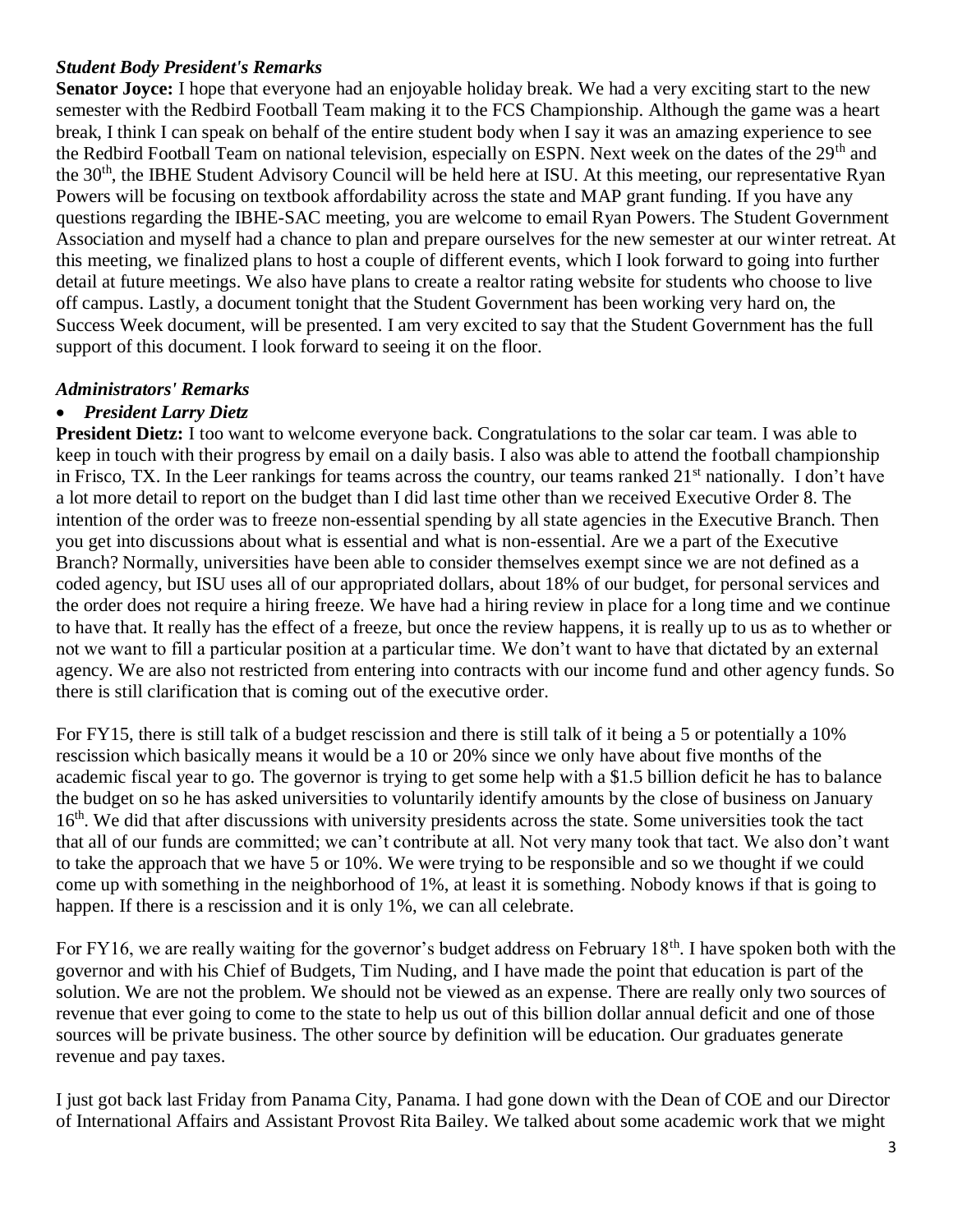***Student Body President's Remarks***

**Senator Joyce:** I hope that everyone had an enjoyable holiday break. We had a very exciting start to the new semester with the Redbird Football Team making it to the FCS Championship. Although the game was a heart break, I think I can speak on behalf of the entire student body when I say it was an amazing experience to see the Redbird Football Team on national television, especially on ESPN. Next week on the dates of the 29th and the 30th, the IBHE Student Advisory Council will be held here at ISU. At this meeting, our representative Ryan Powers will be focusing on textbook affordability across the state and MAP grant funding. If you have any questions regarding the IBHE-SAC meeting, you are welcome to email Ryan Powers. The Student Government Association and myself had a chance to plan and prepare ourselves for the new semester at our winter retreat. At this meeting, we finalized plans to host a couple of different events, which I look forward to going into further detail at future meetings. We also have plans to create a realtor rating website for students who choose to live off campus. Lastly, a document tonight that the Student Government has been working very hard on, the Success Week document, will be presented. I am very excited to say that the Student Government has the full support of this document. I look forward to seeing it on the floor.

***Administrators' Remarks***

- ***President Larry Dietz***

**President Dietz:** I too want to welcome everyone back. Congratulations to the solar car team. I was able to keep in touch with their progress by email on a daily basis. I also was able to attend the football championship in Frisco, TX. In the Leer rankings for teams across the country, our teams ranked 21st nationally. I don't have a lot more detail to report on the budget than I did last time other than we received Executive Order 8. The intention of the order was to freeze non-essential spending by all state agencies in the Executive Branch. Then you get into discussions about what is essential and what is non-essential. Are we a part of the Executive Branch? Normally, universities have been able to consider themselves exempt since we are not defined as a coded agency, but ISU uses all of our appropriated dollars, about 18% of our budget, for personal services and the order does not require a hiring freeze. We have had a hiring review in place for a long time and we continue to have that. It really has the effect of a freeze, but once the review happens, it is really up to us as to whether or not we want to fill a particular position at a particular time. We don't want to have that dictated by an external agency. We are also not restricted from entering into contracts with our income fund and other agency funds. So there is still clarification that is coming out of the executive order.

For FY15, there is still talk of a budget rescission and there is still talk of it being a 5 or potentially a 10% rescission which basically means it would be a 10 or 20% since we only have about five months of the academic fiscal year to go. The governor is trying to get some help with a $1.5 billion deficit he has to balance the budget on so he has asked universities to voluntarily identify amounts by the close of business on January 16th. We did that after discussions with university presidents across the state. Some universities took the tact that all of our funds are committed; we can't contribute at all. Not very many took that tact. We also don't want to take the approach that we have 5 or 10%. We were trying to be responsible and so we thought if we could come up with something in the neighborhood of 1%, at least it is something. Nobody knows if that is going to happen. If there is a rescission and it is only 1%, we can all celebrate.

For FY16, we are really waiting for the governor's budget address on February 18th. I have spoken both with the governor and with his Chief of Budgets, Tim Nuding, and I have made the point that education is part of the solution. We are not the problem. We should not be viewed as an expense. There are really only two sources of revenue that ever going to come to the state to help us out of this billion dollar annual deficit and one of those sources will be private business. The other source by definition will be education. Our graduates generate revenue and pay taxes.

I just got back last Friday from Panama City, Panama. I had gone down with the Dean of COE and our Director of International Affairs and Assistant Provost Rita Bailey. We talked about some academic work that we might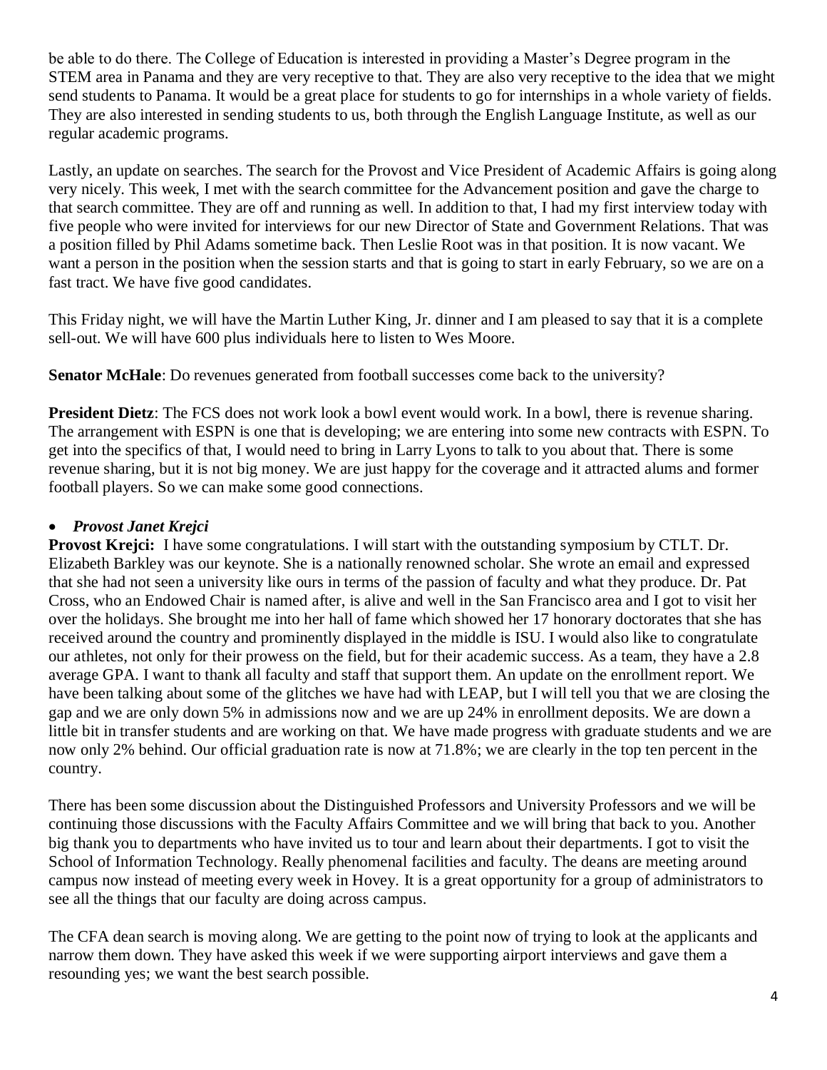be able to do there. The College of Education is interested in providing a Master's Degree program in the STEM area in Panama and they are very receptive to that. They are also very receptive to the idea that we might send students to Panama. It would be a great place for students to go for internships in a whole variety of fields. They are also interested in sending students to us, both through the English Language Institute, as well as our regular academic programs.

Lastly, an update on searches. The search for the Provost and Vice President of Academic Affairs is going along very nicely. This week, I met with the search committee for the Advancement position and gave the charge to that search committee. They are off and running as well. In addition to that, I had my first interview today with five people who were invited for interviews for our new Director of State and Government Relations. That was a position filled by Phil Adams sometime back. Then Leslie Root was in that position. It is now vacant. We want a person in the position when the session starts and that is going to start in early February, so we are on a fast tract. We have five good candidates.

This Friday night, we will have the Martin Luther King, Jr. dinner and I am pleased to say that it is a complete sell-out. We will have 600 plus individuals here to listen to Wes Moore.

**Senator McHale**: Do revenues generated from football successes come back to the university?

**President Dietz**: The FCS does not work look a bowl event would work. In a bowl, there is revenue sharing. The arrangement with ESPN is one that is developing; we are entering into some new contracts with ESPN. To get into the specifics of that, I would need to bring in Larry Lyons to talk to you about that. There is some revenue sharing, but it is not big money. We are just happy for the coverage and it attracted alums and former football players. So we can make some good connections.

- ***Provost Janet Krejci***

**Provost Krejci:** I have some congratulations. I will start with the outstanding symposium by CTLT. Dr. Elizabeth Barkley was our keynote. She is a nationally renowned scholar. She wrote an email and expressed that she had not seen a university like ours in terms of the passion of faculty and what they produce. Dr. Pat Cross, who an Endowed Chair is named after, is alive and well in the San Francisco area and I got to visit her over the holidays. She brought me into her hall of fame which showed her 17 honorary doctorates that she has received around the country and prominently displayed in the middle is ISU. I would also like to congratulate our athletes, not only for their prowess on the field, but for their academic success. As a team, they have a 2.8 average GPA. I want to thank all faculty and staff that support them. An update on the enrollment report. We have been talking about some of the glitches we have had with LEAP, but I will tell you that we are closing the gap and we are only down 5% in admissions now and we are up 24% in enrollment deposits. We are down a little bit in transfer students and are working on that. We have made progress with graduate students and we are now only 2% behind. Our official graduation rate is now at 71.8%; we are clearly in the top ten percent in the country.

There has been some discussion about the Distinguished Professors and University Professors and we will be continuing those discussions with the Faculty Affairs Committee and we will bring that back to you. Another big thank you to departments who have invited us to tour and learn about their departments. I got to visit the School of Information Technology. Really phenomenal facilities and faculty. The deans are meeting around campus now instead of meeting every week in Hovey. It is a great opportunity for a group of administrators to see all the things that our faculty are doing across campus.

The CFA dean search is moving along. We are getting to the point now of trying to look at the applicants and narrow them down. They have asked this week if we were supporting airport interviews and gave them a resounding yes; we want the best search possible.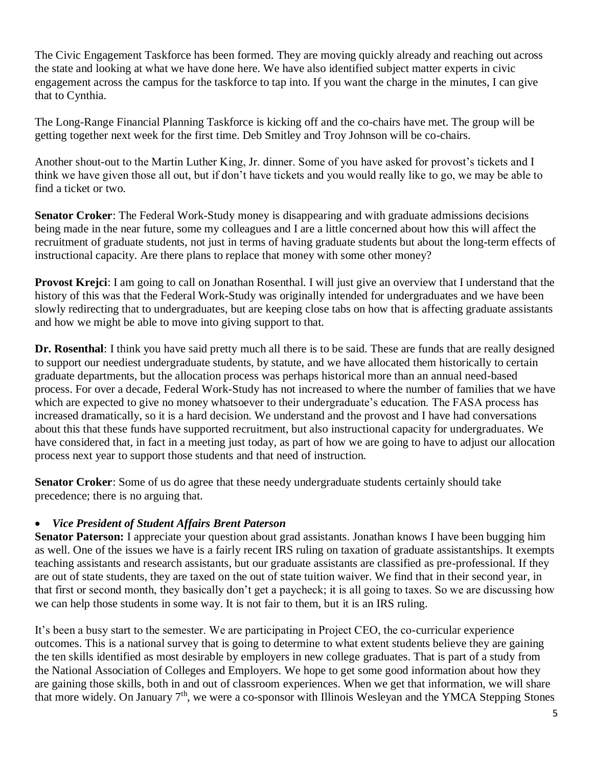The Civic Engagement Taskforce has been formed. They are moving quickly already and reaching out across the state and looking at what we have done here. We have also identified subject matter experts in civic engagement across the campus for the taskforce to tap into. If you want the charge in the minutes, I can give that to Cynthia.

The Long-Range Financial Planning Taskforce is kicking off and the co-chairs have met. The group will be getting together next week for the first time. Deb Smitley and Troy Johnson will be co-chairs.

Another shout-out to the Martin Luther King, Jr. dinner. Some of you have asked for provost's tickets and I think we have given those all out, but if don't have tickets and you would really like to go, we may be able to find a ticket or two.

**Senator Croker**: The Federal Work-Study money is disappearing and with graduate admissions decisions being made in the near future, some my colleagues and I are a little concerned about how this will affect the recruitment of graduate students, not just in terms of having graduate students but about the long-term effects of instructional capacity. Are there plans to replace that money with some other money?

**Provost Krejci**: I am going to call on Jonathan Rosenthal. I will just give an overview that I understand that the history of this was that the Federal Work-Study was originally intended for undergraduates and we have been slowly redirecting that to undergraduates, but are keeping close tabs on how that is affecting graduate assistants and how we might be able to move into giving support to that.

**Dr. Rosenthal**: I think you have said pretty much all there is to be said. These are funds that are really designed to support our neediest undergraduate students, by statute, and we have allocated them historically to certain graduate departments, but the allocation process was perhaps historical more than an annual need-based process. For over a decade, Federal Work-Study has not increased to where the number of families that we have which are expected to give no money whatsoever to their undergraduate's education. The FASA process has increased dramatically, so it is a hard decision. We understand and the provost and I have had conversations about this that these funds have supported recruitment, but also instructional capacity for undergraduates. We have considered that, in fact in a meeting just today, as part of how we are going to have to adjust our allocation process next year to support those students and that need of instruction.

**Senator Croker**: Some of us do agree that these needy undergraduate students certainly should take precedence; there is no arguing that.

- ***Vice President of Student Affairs Brent Paterson***

**Senator Paterson:** I appreciate your question about grad assistants. Jonathan knows I have been bugging him as well. One of the issues we have is a fairly recent IRS ruling on taxation of graduate assistantships. It exempts teaching assistants and research assistants, but our graduate assistants are classified as pre-professional. If they are out of state students, they are taxed on the out of state tuition waiver. We find that in their second year, in that first or second month, they basically don't get a paycheck; it is all going to taxes. So we are discussing how we can help those students in some way. It is not fair to them, but it is an IRS ruling.

It's been a busy start to the semester. We are participating in Project CEO, the co-curricular experience outcomes. This is a national survey that is going to determine to what extent students believe they are gaining the ten skills identified as most desirable by employers in new college graduates. That is part of a study from the National Association of Colleges and Employers. We hope to get some good information about how they are gaining those skills, both in and out of classroom experiences. When we get that information, we will share that more widely. On January 7th, we were a co-sponsor with Illinois Wesleyan and the YMCA Stepping Stones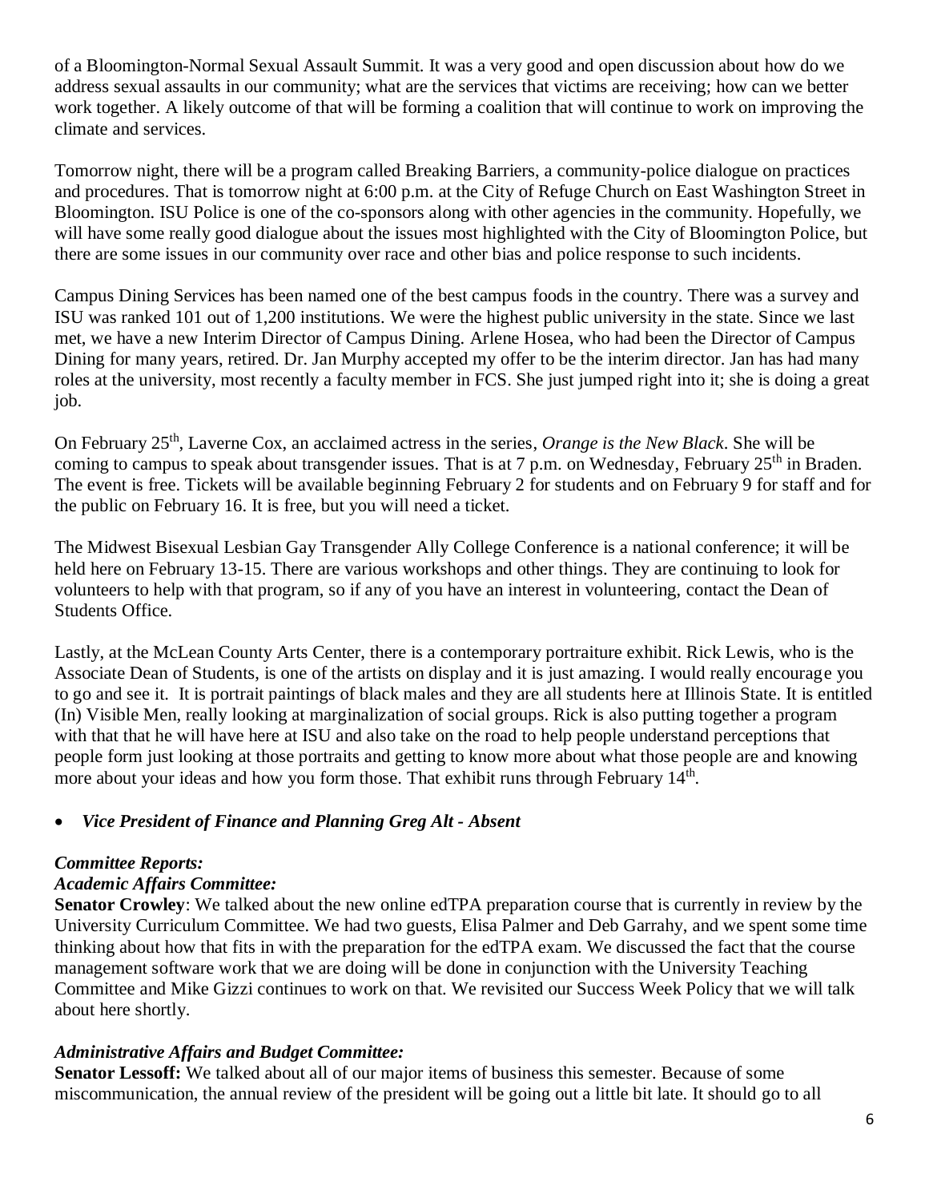of a Bloomington-Normal Sexual Assault Summit. It was a very good and open discussion about how do we address sexual assaults in our community; what are the services that victims are receiving; how can we better work together. A likely outcome of that will be forming a coalition that will continue to work on improving the climate and services.

Tomorrow night, there will be a program called Breaking Barriers, a community-police dialogue on practices and procedures. That is tomorrow night at 6:00 p.m. at the City of Refuge Church on East Washington Street in Bloomington. ISU Police is one of the co-sponsors along with other agencies in the community. Hopefully, we will have some really good dialogue about the issues most highlighted with the City of Bloomington Police, but there are some issues in our community over race and other bias and police response to such incidents.

Campus Dining Services has been named one of the best campus foods in the country. There was a survey and ISU was ranked 101 out of 1,200 institutions. We were the highest public university in the state. Since we last met, we have a new Interim Director of Campus Dining. Arlene Hosea, who had been the Director of Campus Dining for many years, retired. Dr. Jan Murphy accepted my offer to be the interim director. Jan has had many roles at the university, most recently a faculty member in FCS. She just jumped right into it; she is doing a great job.

On February 25th, Laverne Cox, an acclaimed actress in the series, *Orange is the New Black*. She will be coming to campus to speak about transgender issues. That is at 7 p.m. on Wednesday, February 25th in Braden. The event is free. Tickets will be available beginning February 2 for students and on February 9 for staff and for the public on February 16. It is free, but you will need a ticket.

The Midwest Bisexual Lesbian Gay Transgender Ally College Conference is a national conference; it will be held here on February 13-15. There are various workshops and other things. They are continuing to look for volunteers to help with that program, so if any of you have an interest in volunteering, contact the Dean of Students Office.

Lastly, at the McLean County Arts Center, there is a contemporary portraiture exhibit. Rick Lewis, who is the Associate Dean of Students, is one of the artists on display and it is just amazing. I would really encourage you to go and see it. It is portrait paintings of black males and they are all students here at Illinois State. It is entitled (In) Visible Men, really looking at marginalization of social groups. Rick is also putting together a program with that that he will have here at ISU and also take on the road to help people understand perceptions that people form just looking at those portraits and getting to know more about what those people are and knowing more about your ideas and how you form those. That exhibit runs through February 14th.

- ***Vice President of Finance and Planning Greg Alt - Absent***

***Committee Reports:***

***Academic Affairs Committee:***

**Senator Crowley**: We talked about the new online edTPA preparation course that is currently in review by the University Curriculum Committee. We had two guests, Elisa Palmer and Deb Garrahy, and we spent some time thinking about how that fits in with the preparation for the edTPA exam. We discussed the fact that the course management software work that we are doing will be done in conjunction with the University Teaching Committee and Mike Gizzi continues to work on that. We revisited our Success Week Policy that we will talk about here shortly.

***Administrative Affairs and Budget Committee:***

**Senator Lessoff:** We talked about all of our major items of business this semester. Because of some miscommunication, the annual review of the president will be going out a little bit late. It should go to all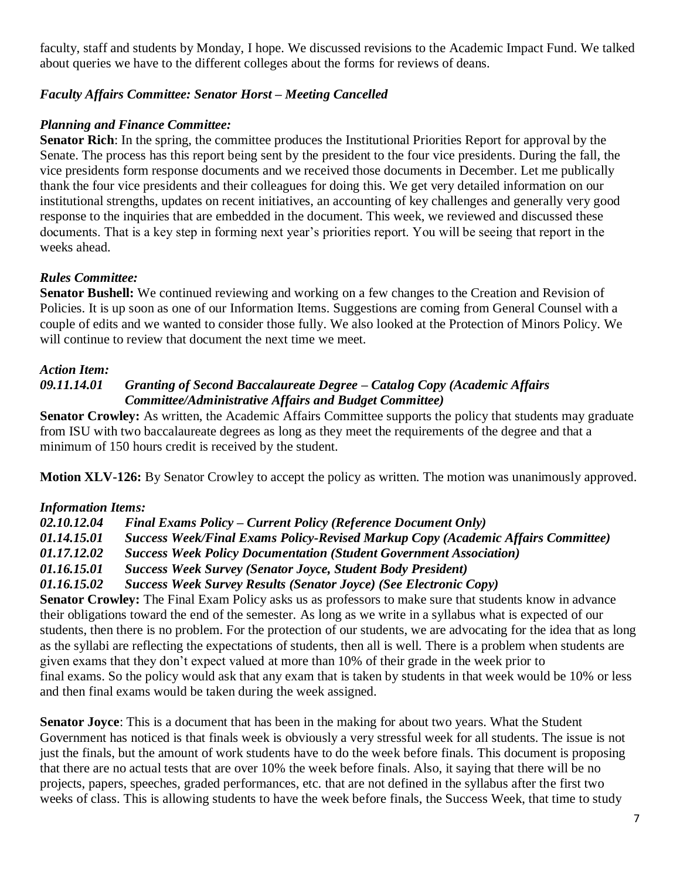faculty, staff and students by Monday, I hope. We discussed revisions to the Academic Impact Fund. We talked about queries we have to the different colleges about the forms for reviews of deans.

***Faculty Affairs Committee: Senator Horst – Meeting Cancelled***

***Planning and Finance Committee:***

**Senator Rich**: In the spring, the committee produces the Institutional Priorities Report for approval by the Senate. The process has this report being sent by the president to the four vice presidents. During the fall, the vice presidents form response documents and we received those documents in December. Let me publically thank the four vice presidents and their colleagues for doing this. We get very detailed information on our institutional strengths, updates on recent initiatives, an accounting of key challenges and generally very good response to the inquiries that are embedded in the document. This week, we reviewed and discussed these documents. That is a key step in forming next year's priorities report. You will be seeing that report in the weeks ahead.

***Rules Committee:***

**Senator Bushell:** We continued reviewing and working on a few changes to the Creation and Revision of Policies. It is up soon as one of our Information Items. Suggestions are coming from General Counsel with a couple of edits and we wanted to consider those fully. We also looked at the Protection of Minors Policy. We will continue to review that document the next time we meet.

***Action Item:***

***09.11.14.01 Granting of Second Baccalaureate Degree – Catalog Copy (Academic Affairs Committee/Administrative Affairs and Budget Committee)***

**Senator Crowley:** As written, the Academic Affairs Committee supports the policy that students may graduate from ISU with two baccalaureate degrees as long as they meet the requirements of the degree and that a minimum of 150 hours credit is received by the student.

**Motion XLV-126:** By Senator Crowley to accept the policy as written. The motion was unanimously approved.

***Information Items:***

***02.10.12.04 Final Exams Policy – Current Policy (Reference Document Only)***
***01.14.15.01 Success Week/Final Exams Policy-Revised Markup Copy (Academic Affairs Committee)***
***01.17.12.02 Success Week Policy Documentation (Student Government Association)***
***01.16.15.01 Success Week Survey (Senator Joyce, Student Body President)***
***01.16.15.02 Success Week Survey Results (Senator Joyce) (See Electronic Copy)***

**Senator Crowley:** The Final Exam Policy asks us as professors to make sure that students know in advance their obligations toward the end of the semester. As long as we write in a syllabus what is expected of our students, then there is no problem. For the protection of our students, we are advocating for the idea that as long as the syllabi are reflecting the expectations of students, then all is well. There is a problem when students are given exams that they don't expect valued at more than 10% of their grade in the week prior to final exams. So the policy would ask that any exam that is taken by students in that week would be 10% or less and then final exams would be taken during the week assigned.

**Senator Joyce**: This is a document that has been in the making for about two years. What the Student Government has noticed is that finals week is obviously a very stressful week for all students. The issue is not just the finals, but the amount of work students have to do the week before finals. This document is proposing that there are no actual tests that are over 10% the week before finals. Also, it saying that there will be no projects, papers, speeches, graded performances, etc. that are not defined in the syllabus after the first two weeks of class. This is allowing students to have the week before finals, the Success Week, that time to study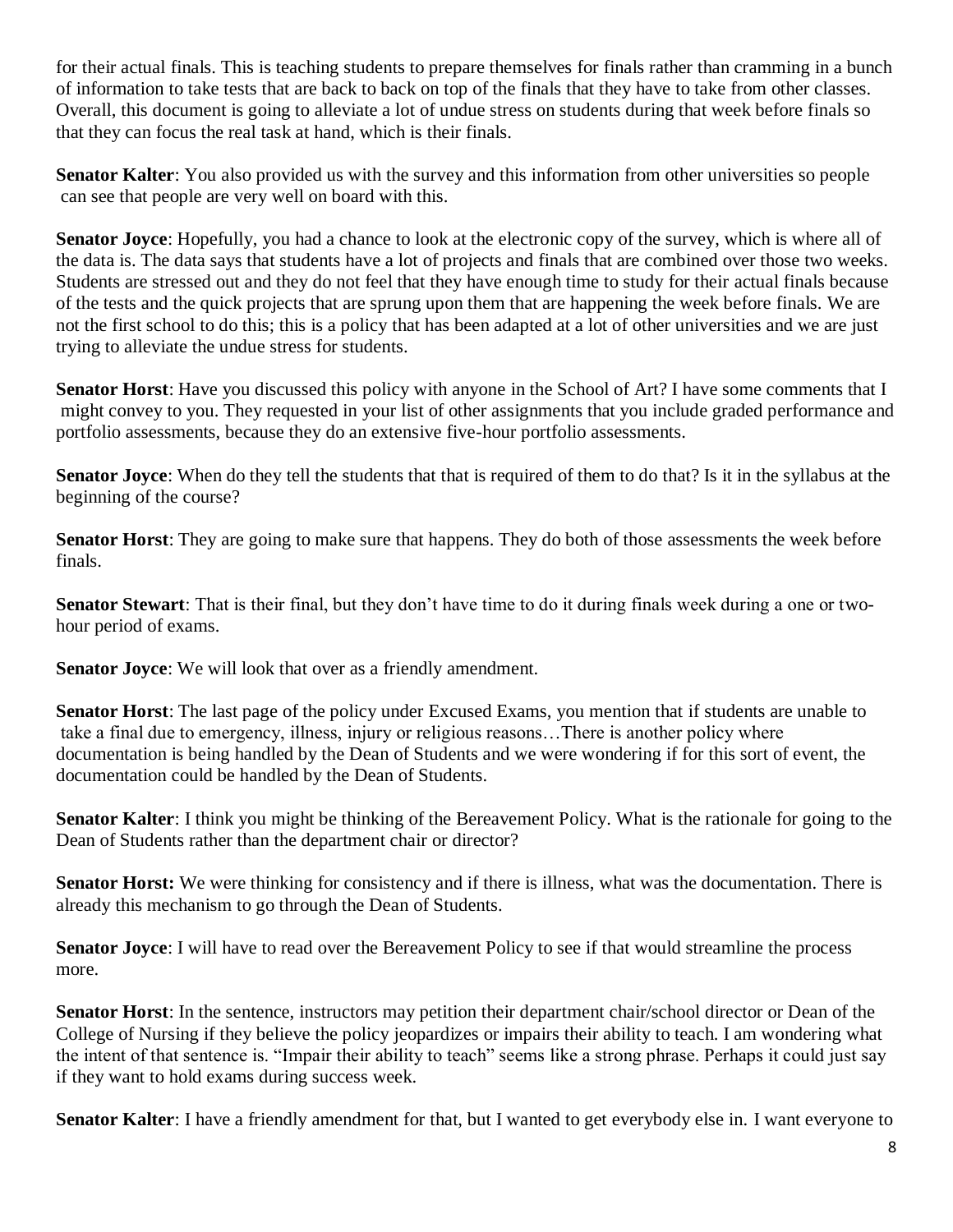for their actual finals. This is teaching students to prepare themselves for finals rather than cramming in a bunch of information to take tests that are back to back on top of the finals that they have to take from other classes. Overall, this document is going to alleviate a lot of undue stress on students during that week before finals so that they can focus the real task at hand, which is their finals.

**Senator Kalter**: You also provided us with the survey and this information from other universities so people can see that people are very well on board with this.

**Senator Joyce**: Hopefully, you had a chance to look at the electronic copy of the survey, which is where all of the data is. The data says that students have a lot of projects and finals that are combined over those two weeks. Students are stressed out and they do not feel that they have enough time to study for their actual finals because of the tests and the quick projects that are sprung upon them that are happening the week before finals. We are not the first school to do this; this is a policy that has been adapted at a lot of other universities and we are just trying to alleviate the undue stress for students.

**Senator Horst**: Have you discussed this policy with anyone in the School of Art? I have some comments that I might convey to you. They requested in your list of other assignments that you include graded performance and portfolio assessments, because they do an extensive five-hour portfolio assessments.

**Senator Joyce**: When do they tell the students that that is required of them to do that? Is it in the syllabus at the beginning of the course?

**Senator Horst**: They are going to make sure that happens. They do both of those assessments the week before finals.

**Senator Stewart**: That is their final, but they don't have time to do it during finals week during a one or two-hour period of exams.

**Senator Joyce**: We will look that over as a friendly amendment.

**Senator Horst**: The last page of the policy under Excused Exams, you mention that if students are unable to take a final due to emergency, illness, injury or religious reasons…There is another policy where documentation is being handled by the Dean of Students and we were wondering if for this sort of event, the documentation could be handled by the Dean of Students.

**Senator Kalter**: I think you might be thinking of the Bereavement Policy. What is the rationale for going to the Dean of Students rather than the department chair or director?

**Senator Horst:** We were thinking for consistency and if there is illness, what was the documentation. There is already this mechanism to go through the Dean of Students.

**Senator Joyce**: I will have to read over the Bereavement Policy to see if that would streamline the process more.

**Senator Horst**: In the sentence, instructors may petition their department chair/school director or Dean of the College of Nursing if they believe the policy jeopardizes or impairs their ability to teach. I am wondering what the intent of that sentence is. "Impair their ability to teach" seems like a strong phrase. Perhaps it could just say if they want to hold exams during success week.

**Senator Kalter**: I have a friendly amendment for that, but I wanted to get everybody else in. I want everyone to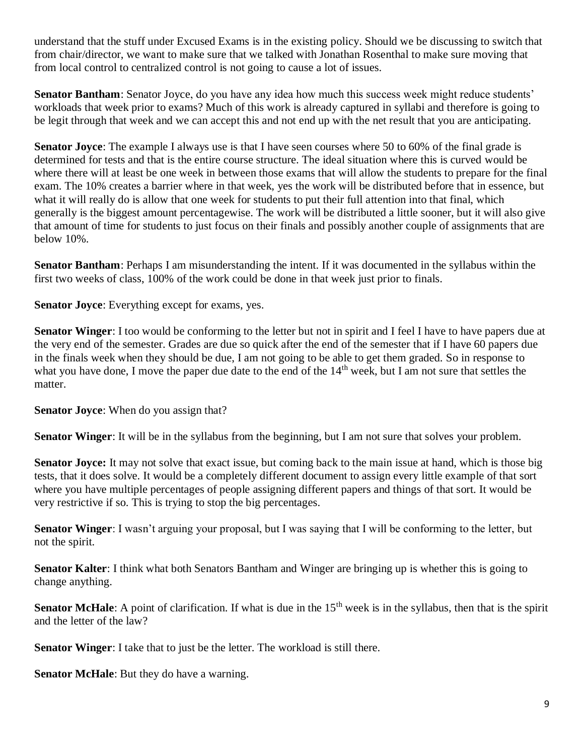understand that the stuff under Excused Exams is in the existing policy. Should we be discussing to switch that from chair/director, we want to make sure that we talked with Jonathan Rosenthal to make sure moving that from local control to centralized control is not going to cause a lot of issues.

**Senator Bantham**: Senator Joyce, do you have any idea how much this success week might reduce students' workloads that week prior to exams? Much of this work is already captured in syllabi and therefore is going to be legit through that week and we can accept this and not end up with the net result that you are anticipating.

**Senator Joyce**: The example I always use is that I have seen courses where 50 to 60% of the final grade is determined for tests and that is the entire course structure. The ideal situation where this is curved would be where there will at least be one week in between those exams that will allow the students to prepare for the final exam. The 10% creates a barrier where in that week, yes the work will be distributed before that in essence, but what it will really do is allow that one week for students to put their full attention into that final, which generally is the biggest amount percentagewise. The work will be distributed a little sooner, but it will also give that amount of time for students to just focus on their finals and possibly another couple of assignments that are below 10%.

**Senator Bantham**: Perhaps I am misunderstanding the intent. If it was documented in the syllabus within the first two weeks of class, 100% of the work could be done in that week just prior to finals.

**Senator Joyce**: Everything except for exams, yes.

**Senator Winger**: I too would be conforming to the letter but not in spirit and I feel I have to have papers due at the very end of the semester. Grades are due so quick after the end of the semester that if I have 60 papers due in the finals week when they should be due, I am not going to be able to get them graded. So in response to what you have done, I move the paper due date to the end of the 14th week, but I am not sure that settles the matter.

**Senator Joyce**: When do you assign that?

**Senator Winger**: It will be in the syllabus from the beginning, but I am not sure that solves your problem.

**Senator Joyce:** It may not solve that exact issue, but coming back to the main issue at hand, which is those big tests, that it does solve. It would be a completely different document to assign every little example of that sort where you have multiple percentages of people assigning different papers and things of that sort. It would be very restrictive if so. This is trying to stop the big percentages.

**Senator Winger**: I wasn't arguing your proposal, but I was saying that I will be conforming to the letter, but not the spirit.

**Senator Kalter**: I think what both Senators Bantham and Winger are bringing up is whether this is going to change anything.

**Senator McHale**: A point of clarification. If what is due in the 15th week is in the syllabus, then that is the spirit and the letter of the law?

**Senator Winger**: I take that to just be the letter. The workload is still there.

**Senator McHale**: But they do have a warning.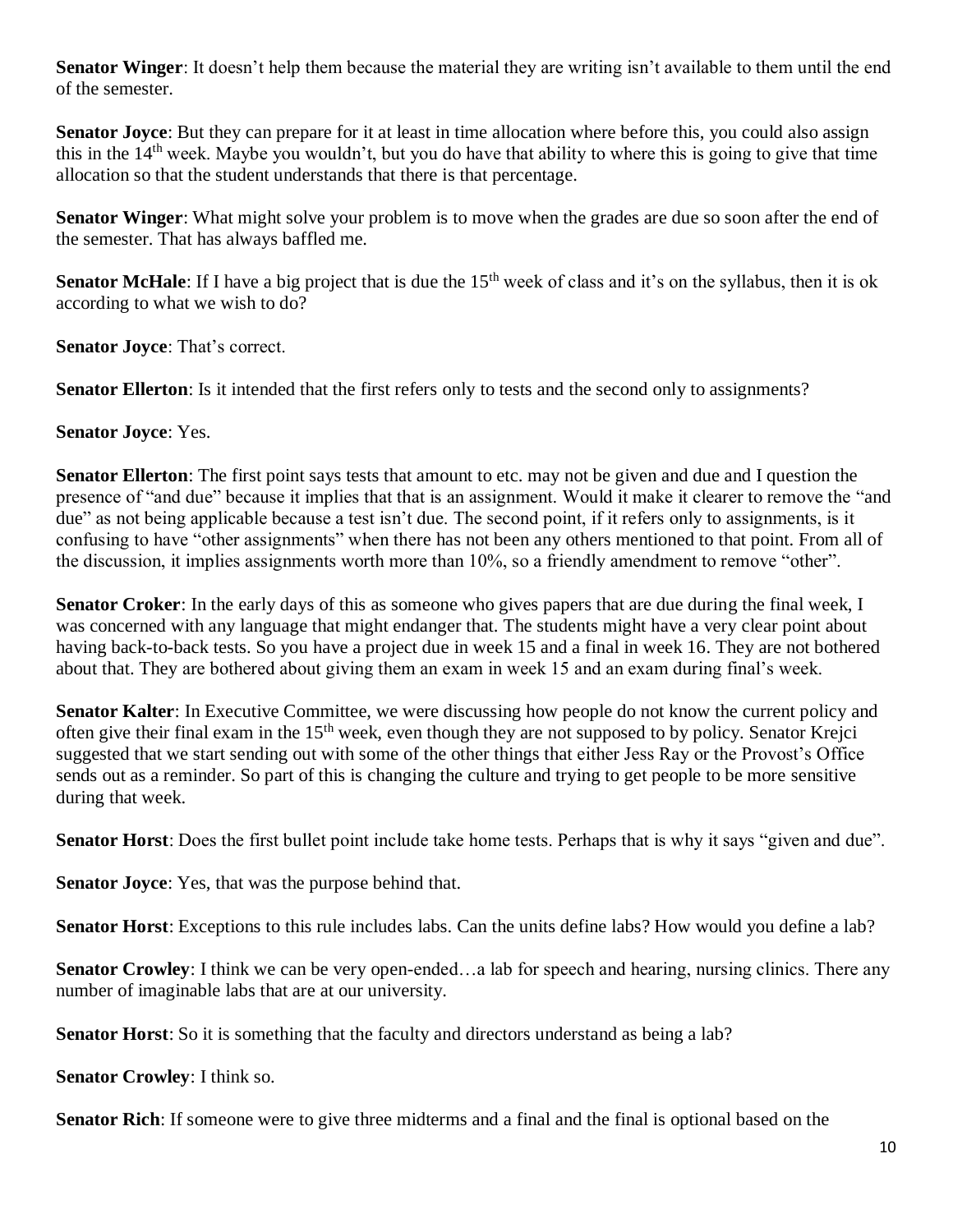**Senator Winger**: It doesn't help them because the material they are writing isn't available to them until the end of the semester.

**Senator Joyce**: But they can prepare for it at least in time allocation where before this, you could also assign this in the 14th week. Maybe you wouldn't, but you do have that ability to where this is going to give that time allocation so that the student understands that there is that percentage.

**Senator Winger**: What might solve your problem is to move when the grades are due so soon after the end of the semester. That has always baffled me.

**Senator McHale**: If I have a big project that is due the 15th week of class and it's on the syllabus, then it is ok according to what we wish to do?

**Senator Joyce**: That's correct.

**Senator Ellerton**: Is it intended that the first refers only to tests and the second only to assignments?

**Senator Joyce**: Yes.

**Senator Ellerton**: The first point says tests that amount to etc. may not be given and due and I question the presence of "and due" because it implies that that is an assignment. Would it make it clearer to remove the "and due" as not being applicable because a test isn't due. The second point, if it refers only to assignments, is it confusing to have "other assignments" when there has not been any others mentioned to that point. From all of the discussion, it implies assignments worth more than 10%, so a friendly amendment to remove "other".

**Senator Croker**: In the early days of this as someone who gives papers that are due during the final week, I was concerned with any language that might endanger that. The students might have a very clear point about having back-to-back tests. So you have a project due in week 15 and a final in week 16. They are not bothered about that. They are bothered about giving them an exam in week 15 and an exam during final's week.

**Senator Kalter**: In Executive Committee, we were discussing how people do not know the current policy and often give their final exam in the 15th week, even though they are not supposed to by policy. Senator Krejci suggested that we start sending out with some of the other things that either Jess Ray or the Provost's Office sends out as a reminder. So part of this is changing the culture and trying to get people to be more sensitive during that week.

**Senator Horst**: Does the first bullet point include take home tests. Perhaps that is why it says "given and due".

**Senator Joyce**: Yes, that was the purpose behind that.

**Senator Horst**: Exceptions to this rule includes labs. Can the units define labs? How would you define a lab?

**Senator Crowley**: I think we can be very open-ended…a lab for speech and hearing, nursing clinics. There any number of imaginable labs that are at our university.

**Senator Horst**: So it is something that the faculty and directors understand as being a lab?

**Senator Crowley**: I think so.

**Senator Rich**: If someone were to give three midterms and a final and the final is optional based on the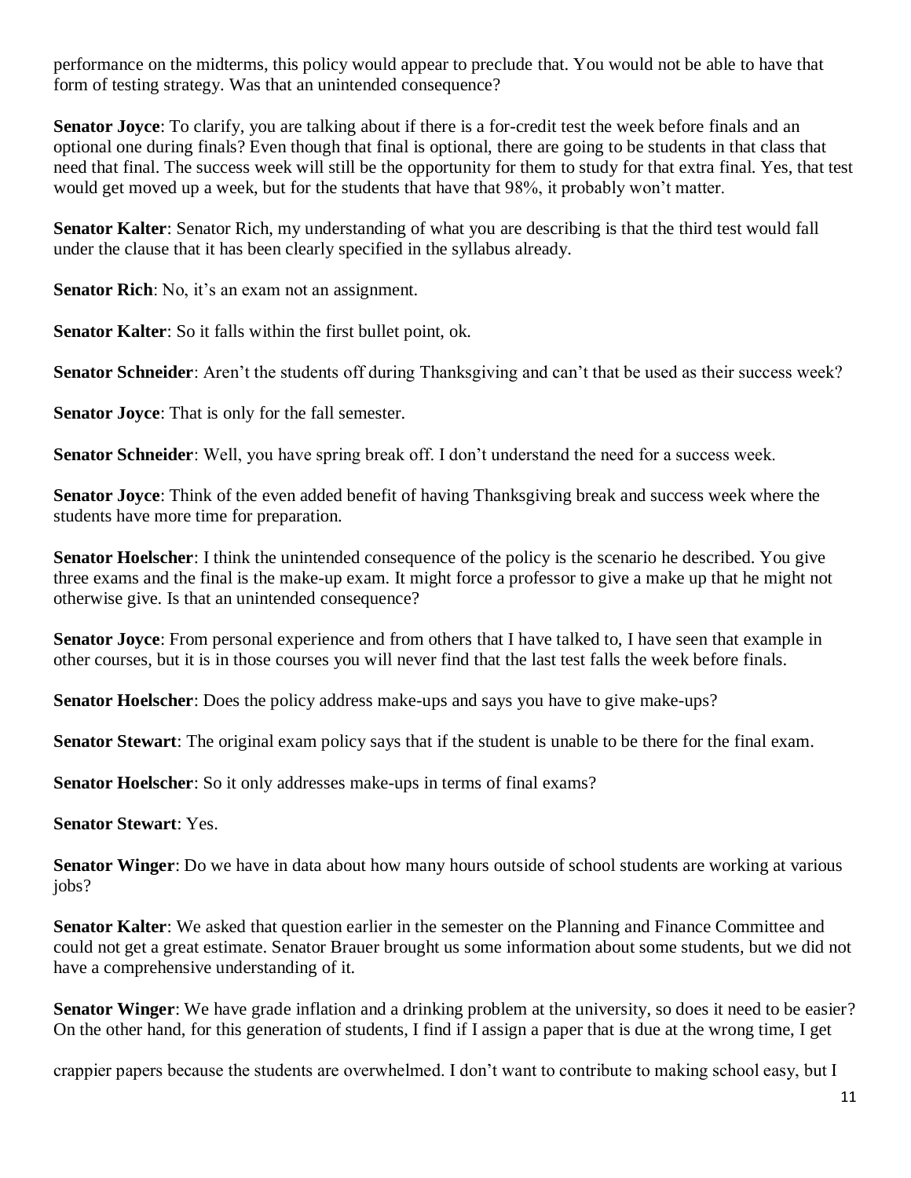performance on the midterms, this policy would appear to preclude that. You would not be able to have that form of testing strategy. Was that an unintended consequence?

**Senator Joyce**: To clarify, you are talking about if there is a for-credit test the week before finals and an optional one during finals? Even though that final is optional, there are going to be students in that class that need that final. The success week will still be the opportunity for them to study for that extra final. Yes, that test would get moved up a week, but for the students that have that 98%, it probably won't matter.

**Senator Kalter**: Senator Rich, my understanding of what you are describing is that the third test would fall under the clause that it has been clearly specified in the syllabus already.

**Senator Rich**: No, it's an exam not an assignment.

**Senator Kalter**: So it falls within the first bullet point, ok.

**Senator Schneider**: Aren't the students off during Thanksgiving and can't that be used as their success week?

**Senator Joyce**: That is only for the fall semester.

**Senator Schneider**: Well, you have spring break off. I don't understand the need for a success week.

**Senator Joyce**: Think of the even added benefit of having Thanksgiving break and success week where the students have more time for preparation.

**Senator Hoelscher**: I think the unintended consequence of the policy is the scenario he described. You give three exams and the final is the make-up exam. It might force a professor to give a make up that he might not otherwise give. Is that an unintended consequence?

**Senator Joyce**: From personal experience and from others that I have talked to, I have seen that example in other courses, but it is in those courses you will never find that the last test falls the week before finals.

**Senator Hoelscher**: Does the policy address make-ups and says you have to give make-ups?

**Senator Stewart**: The original exam policy says that if the student is unable to be there for the final exam.

**Senator Hoelscher**: So it only addresses make-ups in terms of final exams?

**Senator Stewart**: Yes.

**Senator Winger**: Do we have in data about how many hours outside of school students are working at various jobs?

**Senator Kalter**: We asked that question earlier in the semester on the Planning and Finance Committee and could not get a great estimate. Senator Brauer brought us some information about some students, but we did not have a comprehensive understanding of it.

**Senator Winger**: We have grade inflation and a drinking problem at the university, so does it need to be easier? On the other hand, for this generation of students, I find if I assign a paper that is due at the wrong time, I get crappier papers because the students are overwhelmed. I don't want to contribute to making school easy, but I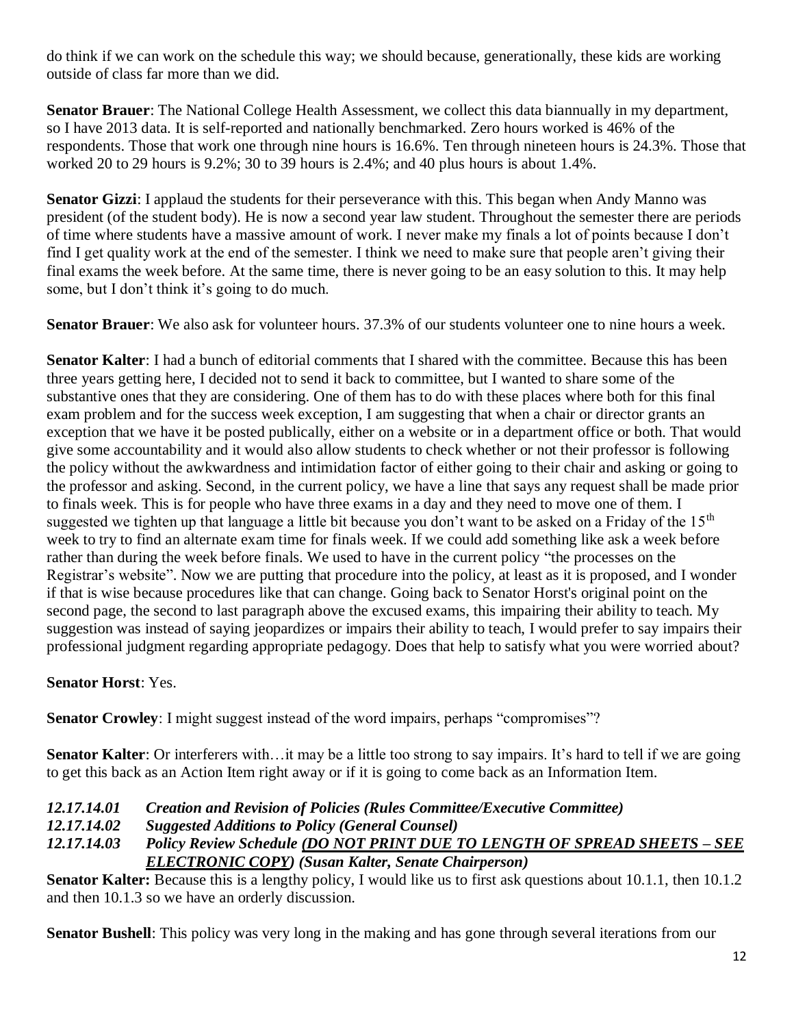do think if we can work on the schedule this way; we should because, generationally, these kids are working outside of class far more than we did.

**Senator Brauer**: The National College Health Assessment, we collect this data biannually in my department, so I have 2013 data. It is self-reported and nationally benchmarked. Zero hours worked is 46% of the respondents. Those that work one through nine hours is 16.6%. Ten through nineteen hours is 24.3%. Those that worked 20 to 29 hours is 9.2%; 30 to 39 hours is 2.4%; and 40 plus hours is about 1.4%.

**Senator Gizzi**: I applaud the students for their perseverance with this. This began when Andy Manno was president (of the student body). He is now a second year law student. Throughout the semester there are periods of time where students have a massive amount of work. I never make my finals a lot of points because I don't find I get quality work at the end of the semester. I think we need to make sure that people aren't giving their final exams the week before. At the same time, there is never going to be an easy solution to this. It may help some, but I don't think it's going to do much.

**Senator Brauer**: We also ask for volunteer hours. 37.3% of our students volunteer one to nine hours a week.

**Senator Kalter**: I had a bunch of editorial comments that I shared with the committee. Because this has been three years getting here, I decided not to send it back to committee, but I wanted to share some of the substantive ones that they are considering. One of them has to do with these places where both for this final exam problem and for the success week exception, I am suggesting that when a chair or director grants an exception that we have it be posted publically, either on a website or in a department office or both. That would give some accountability and it would also allow students to check whether or not their professor is following the policy without the awkwardness and intimidation factor of either going to their chair and asking or going to the professor and asking. Second, in the current policy, we have a line that says any request shall be made prior to finals week. This is for people who have three exams in a day and they need to move one of them. I suggested we tighten up that language a little bit because you don't want to be asked on a Friday of the 15th week to try to find an alternate exam time for finals week. If we could add something like ask a week before rather than during the week before finals. We used to have in the current policy "the processes on the Registrar's website". Now we are putting that procedure into the policy, at least as it is proposed, and I wonder if that is wise because procedures like that can change. Going back to Senator Horst's original point on the second page, the second to last paragraph above the excused exams, this impairing their ability to teach. My suggestion was instead of saying jeopardizes or impairs their ability to teach, I would prefer to say impairs their professional judgment regarding appropriate pedagogy. Does that help to satisfy what you were worried about?

**Senator Horst**: Yes.

**Senator Crowley**: I might suggest instead of the word impairs, perhaps "compromises"?

**Senator Kalter**: Or interferers with…it may be a little too strong to say impairs. It's hard to tell if we are going to get this back as an Action Item right away or if it is going to come back as an Information Item.

***12.17.14.01 Creation and Revision of Policies (Rules Committee/Executive Committee)***

***12.17.14.02 Suggested Additions to Policy (General Counsel)***

***12.17.14.03 Policy Review Schedule (DO NOT PRINT DUE TO LENGTH OF SPREAD SHEETS – SEE ELECTRONIC COPY) (Susan Kalter, Senate Chairperson)***

**Senator Kalter:** Because this is a lengthy policy, I would like us to first ask questions about 10.1.1, then 10.1.2 and then 10.1.3 so we have an orderly discussion.

**Senator Bushell**: This policy was very long in the making and has gone through several iterations from our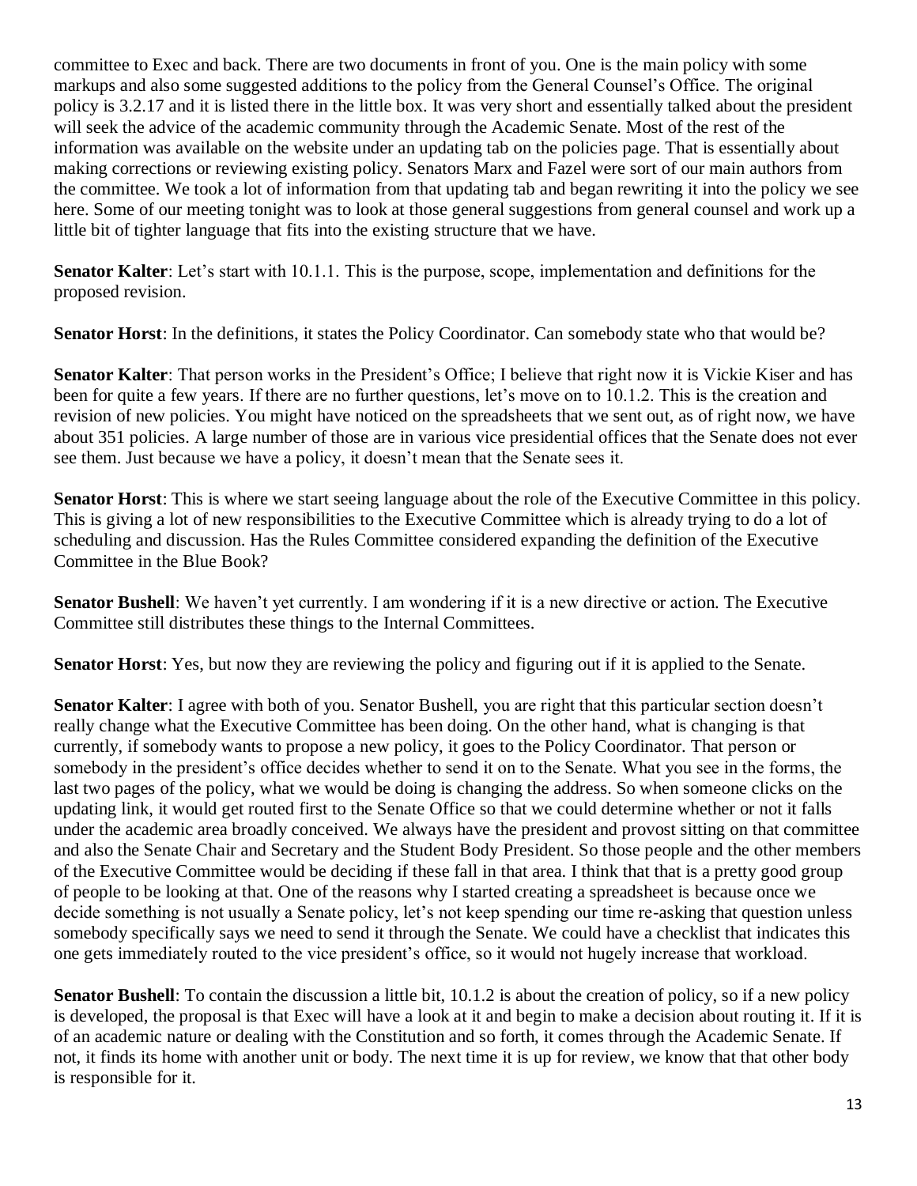committee to Exec and back. There are two documents in front of you. One is the main policy with some markups and also some suggested additions to the policy from the General Counsel's Office. The original policy is 3.2.17 and it is listed there in the little box. It was very short and essentially talked about the president will seek the advice of the academic community through the Academic Senate. Most of the rest of the information was available on the website under an updating tab on the policies page. That is essentially about making corrections or reviewing existing policy. Senators Marx and Fazel were sort of our main authors from the committee. We took a lot of information from that updating tab and began rewriting it into the policy we see here. Some of our meeting tonight was to look at those general suggestions from general counsel and work up a little bit of tighter language that fits into the existing structure that we have.

**Senator Kalter**: Let's start with 10.1.1. This is the purpose, scope, implementation and definitions for the proposed revision.

**Senator Horst**: In the definitions, it states the Policy Coordinator. Can somebody state who that would be?

**Senator Kalter**: That person works in the President's Office; I believe that right now it is Vickie Kiser and has been for quite a few years. If there are no further questions, let's move on to 10.1.2. This is the creation and revision of new policies. You might have noticed on the spreadsheets that we sent out, as of right now, we have about 351 policies. A large number of those are in various vice presidential offices that the Senate does not ever see them. Just because we have a policy, it doesn't mean that the Senate sees it.

**Senator Horst**: This is where we start seeing language about the role of the Executive Committee in this policy. This is giving a lot of new responsibilities to the Executive Committee which is already trying to do a lot of scheduling and discussion. Has the Rules Committee considered expanding the definition of the Executive Committee in the Blue Book?

**Senator Bushell**: We haven't yet currently. I am wondering if it is a new directive or action. The Executive Committee still distributes these things to the Internal Committees.

**Senator Horst**: Yes, but now they are reviewing the policy and figuring out if it is applied to the Senate.

**Senator Kalter**: I agree with both of you. Senator Bushell, you are right that this particular section doesn't really change what the Executive Committee has been doing. On the other hand, what is changing is that currently, if somebody wants to propose a new policy, it goes to the Policy Coordinator. That person or somebody in the president's office decides whether to send it on to the Senate. What you see in the forms, the last two pages of the policy, what we would be doing is changing the address. So when someone clicks on the updating link, it would get routed first to the Senate Office so that we could determine whether or not it falls under the academic area broadly conceived. We always have the president and provost sitting on that committee and also the Senate Chair and Secretary and the Student Body President. So those people and the other members of the Executive Committee would be deciding if these fall in that area. I think that that is a pretty good group of people to be looking at that. One of the reasons why I started creating a spreadsheet is because once we decide something is not usually a Senate policy, let's not keep spending our time re-asking that question unless somebody specifically says we need to send it through the Senate. We could have a checklist that indicates this one gets immediately routed to the vice president's office, so it would not hugely increase that workload.

**Senator Bushell**: To contain the discussion a little bit, 10.1.2 is about the creation of policy, so if a new policy is developed, the proposal is that Exec will have a look at it and begin to make a decision about routing it. If it is of an academic nature or dealing with the Constitution and so forth, it comes through the Academic Senate. If not, it finds its home with another unit or body. The next time it is up for review, we know that that other body is responsible for it.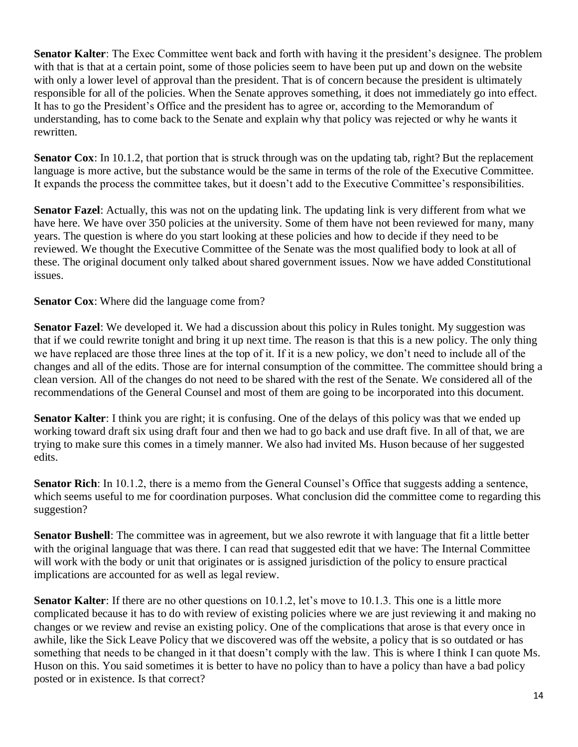**Senator Kalter**: The Exec Committee went back and forth with having it the president's designee. The problem with that is that at a certain point, some of those policies seem to have been put up and down on the website with only a lower level of approval than the president. That is of concern because the president is ultimately responsible for all of the policies. When the Senate approves something, it does not immediately go into effect. It has to go the President's Office and the president has to agree or, according to the Memorandum of understanding, has to come back to the Senate and explain why that policy was rejected or why he wants it rewritten.

**Senator Cox**: In 10.1.2, that portion that is struck through was on the updating tab, right? But the replacement language is more active, but the substance would be the same in terms of the role of the Executive Committee. It expands the process the committee takes, but it doesn't add to the Executive Committee's responsibilities.

**Senator Fazel**: Actually, this was not on the updating link. The updating link is very different from what we have here. We have over 350 policies at the university. Some of them have not been reviewed for many, many years. The question is where do you start looking at these policies and how to decide if they need to be reviewed. We thought the Executive Committee of the Senate was the most qualified body to look at all of these. The original document only talked about shared government issues. Now we have added Constitutional issues.

**Senator Cox**: Where did the language come from?

**Senator Fazel**: We developed it. We had a discussion about this policy in Rules tonight. My suggestion was that if we could rewrite tonight and bring it up next time. The reason is that this is a new policy. The only thing we have replaced are those three lines at the top of it. If it is a new policy, we don't need to include all of the changes and all of the edits. Those are for internal consumption of the committee. The committee should bring a clean version. All of the changes do not need to be shared with the rest of the Senate. We considered all of the recommendations of the General Counsel and most of them are going to be incorporated into this document.

**Senator Kalter**: I think you are right; it is confusing. One of the delays of this policy was that we ended up working toward draft six using draft four and then we had to go back and use draft five. In all of that, we are trying to make sure this comes in a timely manner. We also had invited Ms. Huson because of her suggested edits.

**Senator Rich**: In 10.1.2, there is a memo from the General Counsel's Office that suggests adding a sentence, which seems useful to me for coordination purposes. What conclusion did the committee come to regarding this suggestion?

**Senator Bushell**: The committee was in agreement, but we also rewrote it with language that fit a little better with the original language that was there. I can read that suggested edit that we have: The Internal Committee will work with the body or unit that originates or is assigned jurisdiction of the policy to ensure practical implications are accounted for as well as legal review.

**Senator Kalter**: If there are no other questions on 10.1.2, let's move to 10.1.3. This one is a little more complicated because it has to do with review of existing policies where we are just reviewing it and making no changes or we review and revise an existing policy. One of the complications that arose is that every once in awhile, like the Sick Leave Policy that we discovered was off the website, a policy that is so outdated or has something that needs to be changed in it that doesn't comply with the law. This is where I think I can quote Ms. Huson on this. You said sometimes it is better to have no policy than to have a policy than have a bad policy posted or in existence. Is that correct?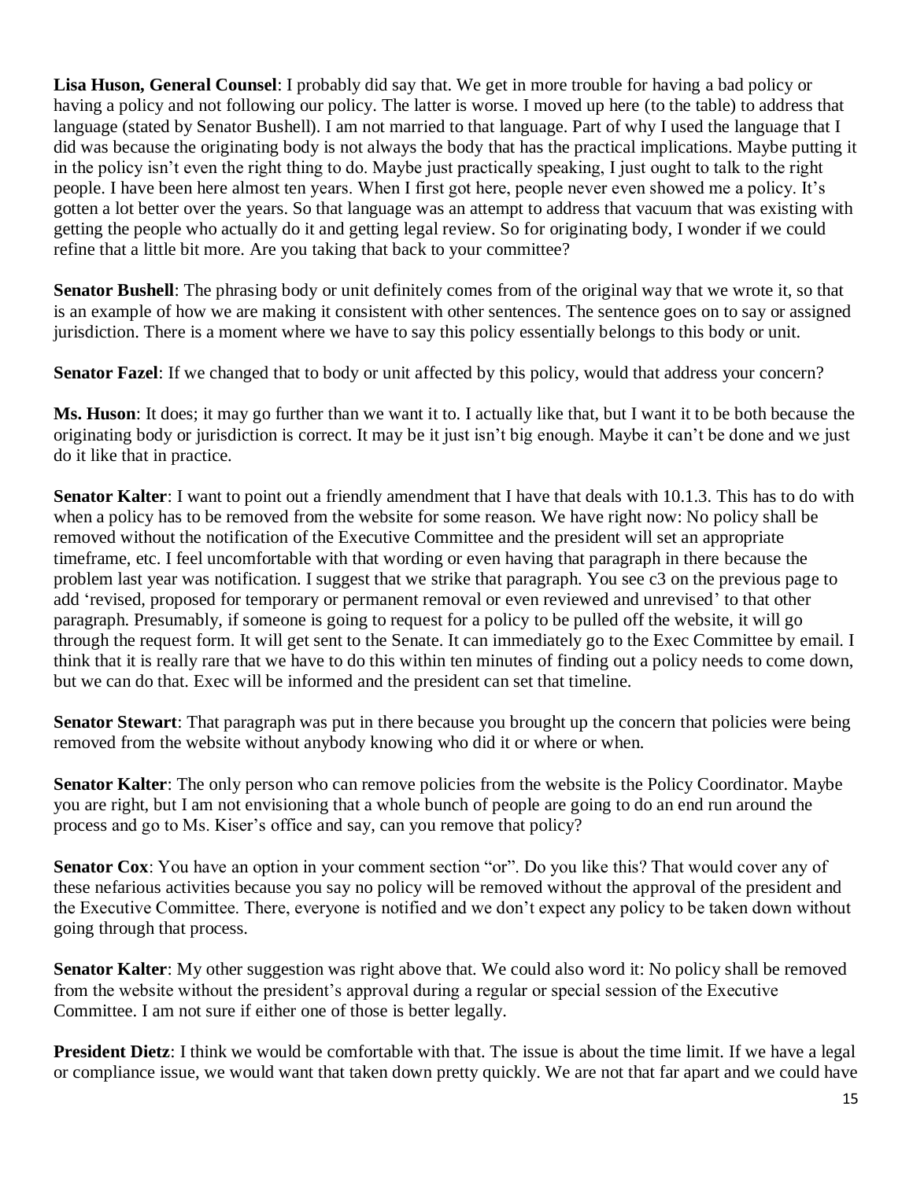**Lisa Huson, General Counsel**: I probably did say that. We get in more trouble for having a bad policy or having a policy and not following our policy. The latter is worse. I moved up here (to the table) to address that language (stated by Senator Bushell). I am not married to that language. Part of why I used the language that I did was because the originating body is not always the body that has the practical implications. Maybe putting it in the policy isn't even the right thing to do. Maybe just practically speaking, I just ought to talk to the right people. I have been here almost ten years. When I first got here, people never even showed me a policy. It's gotten a lot better over the years. So that language was an attempt to address that vacuum that was existing with getting the people who actually do it and getting legal review. So for originating body, I wonder if we could refine that a little bit more. Are you taking that back to your committee?

**Senator Bushell**: The phrasing body or unit definitely comes from of the original way that we wrote it, so that is an example of how we are making it consistent with other sentences. The sentence goes on to say or assigned jurisdiction. There is a moment where we have to say this policy essentially belongs to this body or unit.

**Senator Fazel**: If we changed that to body or unit affected by this policy, would that address your concern?

**Ms. Huson**: It does; it may go further than we want it to. I actually like that, but I want it to be both because the originating body or jurisdiction is correct. It may be it just isn't big enough. Maybe it can't be done and we just do it like that in practice.

**Senator Kalter**: I want to point out a friendly amendment that I have that deals with 10.1.3. This has to do with when a policy has to be removed from the website for some reason. We have right now: No policy shall be removed without the notification of the Executive Committee and the president will set an appropriate timeframe, etc. I feel uncomfortable with that wording or even having that paragraph in there because the problem last year was notification. I suggest that we strike that paragraph. You see c3 on the previous page to add 'revised, proposed for temporary or permanent removal or even reviewed and unrevised' to that other paragraph. Presumably, if someone is going to request for a policy to be pulled off the website, it will go through the request form. It will get sent to the Senate. It can immediately go to the Exec Committee by email. I think that it is really rare that we have to do this within ten minutes of finding out a policy needs to come down, but we can do that. Exec will be informed and the president can set that timeline.

**Senator Stewart**: That paragraph was put in there because you brought up the concern that policies were being removed from the website without anybody knowing who did it or where or when.

**Senator Kalter**: The only person who can remove policies from the website is the Policy Coordinator. Maybe you are right, but I am not envisioning that a whole bunch of people are going to do an end run around the process and go to Ms. Kiser's office and say, can you remove that policy?

**Senator Cox**: You have an option in your comment section "or". Do you like this? That would cover any of these nefarious activities because you say no policy will be removed without the approval of the president and the Executive Committee. There, everyone is notified and we don't expect any policy to be taken down without going through that process.

**Senator Kalter**: My other suggestion was right above that. We could also word it: No policy shall be removed from the website without the president's approval during a regular or special session of the Executive Committee. I am not sure if either one of those is better legally.

**President Dietz**: I think we would be comfortable with that. The issue is about the time limit. If we have a legal or compliance issue, we would want that taken down pretty quickly. We are not that far apart and we could have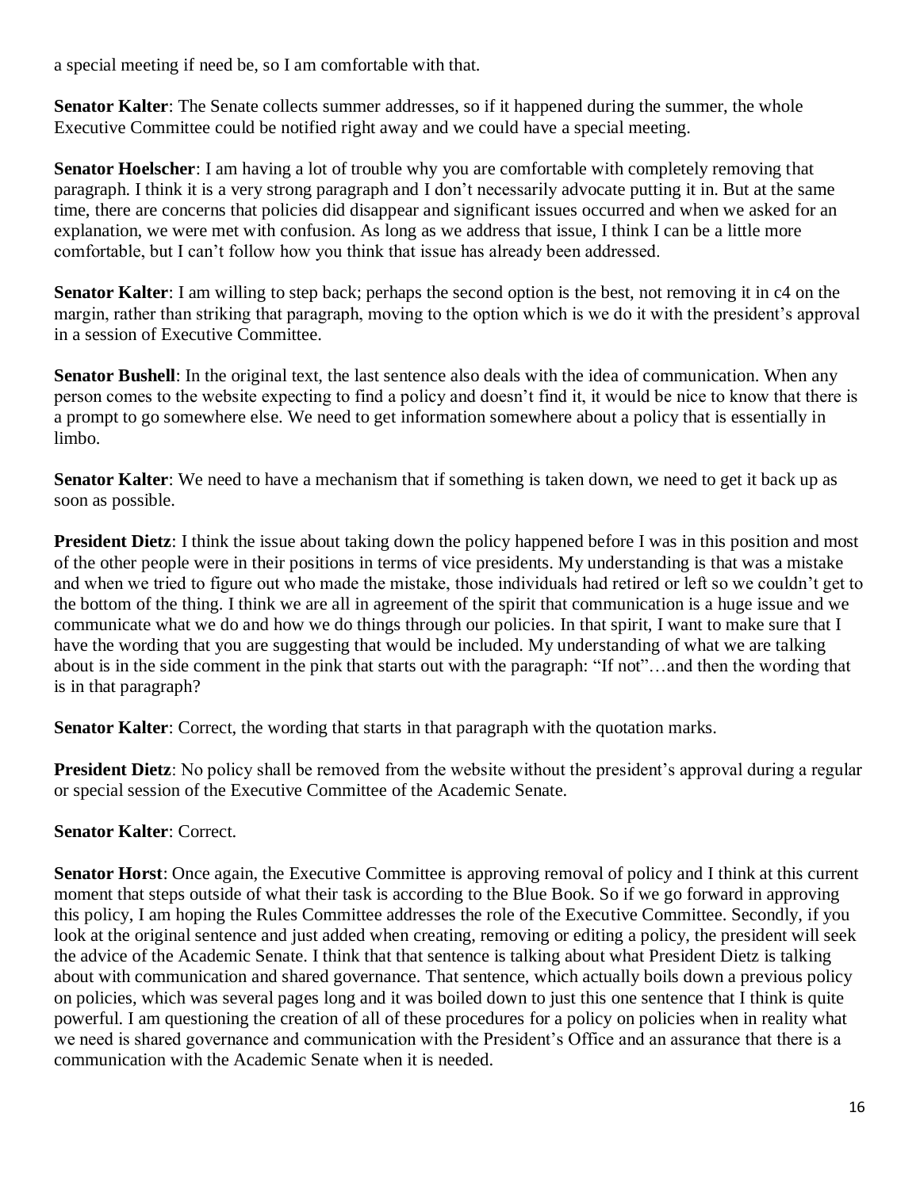a special meeting if need be, so I am comfortable with that.

**Senator Kalter**: The Senate collects summer addresses, so if it happened during the summer, the whole Executive Committee could be notified right away and we could have a special meeting.

**Senator Hoelscher**: I am having a lot of trouble why you are comfortable with completely removing that paragraph. I think it is a very strong paragraph and I don't necessarily advocate putting it in. But at the same time, there are concerns that policies did disappear and significant issues occurred and when we asked for an explanation, we were met with confusion. As long as we address that issue, I think I can be a little more comfortable, but I can't follow how you think that issue has already been addressed.

**Senator Kalter**: I am willing to step back; perhaps the second option is the best, not removing it in c4 on the margin, rather than striking that paragraph, moving to the option which is we do it with the president's approval in a session of Executive Committee.

**Senator Bushell**: In the original text, the last sentence also deals with the idea of communication. When any person comes to the website expecting to find a policy and doesn't find it, it would be nice to know that there is a prompt to go somewhere else. We need to get information somewhere about a policy that is essentially in limbo.

**Senator Kalter**: We need to have a mechanism that if something is taken down, we need to get it back up as soon as possible.

**President Dietz**: I think the issue about taking down the policy happened before I was in this position and most of the other people were in their positions in terms of vice presidents. My understanding is that was a mistake and when we tried to figure out who made the mistake, those individuals had retired or left so we couldn't get to the bottom of the thing. I think we are all in agreement of the spirit that communication is a huge issue and we communicate what we do and how we do things through our policies. In that spirit, I want to make sure that I have the wording that you are suggesting that would be included. My understanding of what we are talking about is in the side comment in the pink that starts out with the paragraph: "If not"…and then the wording that is in that paragraph?

**Senator Kalter**: Correct, the wording that starts in that paragraph with the quotation marks.

**President Dietz**: No policy shall be removed from the website without the president's approval during a regular or special session of the Executive Committee of the Academic Senate.

**Senator Kalter**: Correct.

**Senator Horst**: Once again, the Executive Committee is approving removal of policy and I think at this current moment that steps outside of what their task is according to the Blue Book. So if we go forward in approving this policy, I am hoping the Rules Committee addresses the role of the Executive Committee. Secondly, if you look at the original sentence and just added when creating, removing or editing a policy, the president will seek the advice of the Academic Senate. I think that that sentence is talking about what President Dietz is talking about with communication and shared governance. That sentence, which actually boils down a previous policy on policies, which was several pages long and it was boiled down to just this one sentence that I think is quite powerful. I am questioning the creation of all of these procedures for a policy on policies when in reality what we need is shared governance and communication with the President's Office and an assurance that there is a communication with the Academic Senate when it is needed.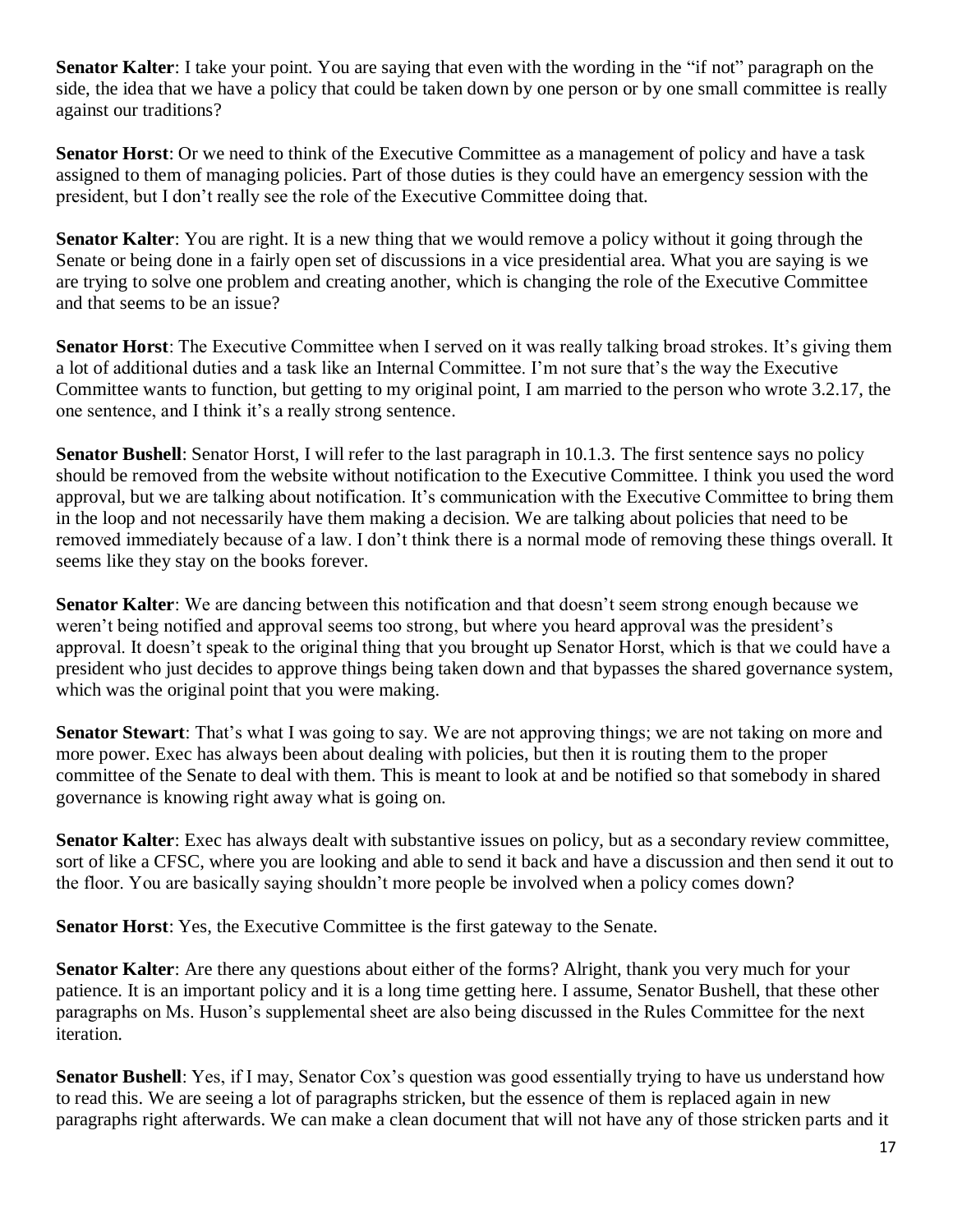**Senator Kalter**: I take your point. You are saying that even with the wording in the "if not" paragraph on the side, the idea that we have a policy that could be taken down by one person or by one small committee is really against our traditions?

**Senator Horst**: Or we need to think of the Executive Committee as a management of policy and have a task assigned to them of managing policies. Part of those duties is they could have an emergency session with the president, but I don't really see the role of the Executive Committee doing that.

**Senator Kalter**: You are right. It is a new thing that we would remove a policy without it going through the Senate or being done in a fairly open set of discussions in a vice presidential area. What you are saying is we are trying to solve one problem and creating another, which is changing the role of the Executive Committee and that seems to be an issue?

**Senator Horst**: The Executive Committee when I served on it was really talking broad strokes. It's giving them a lot of additional duties and a task like an Internal Committee. I'm not sure that's the way the Executive Committee wants to function, but getting to my original point, I am married to the person who wrote 3.2.17, the one sentence, and I think it's a really strong sentence.

**Senator Bushell**: Senator Horst, I will refer to the last paragraph in 10.1.3. The first sentence says no policy should be removed from the website without notification to the Executive Committee. I think you used the word approval, but we are talking about notification. It's communication with the Executive Committee to bring them in the loop and not necessarily have them making a decision. We are talking about policies that need to be removed immediately because of a law. I don't think there is a normal mode of removing these things overall. It seems like they stay on the books forever.

**Senator Kalter**: We are dancing between this notification and that doesn't seem strong enough because we weren't being notified and approval seems too strong, but where you heard approval was the president's approval. It doesn't speak to the original thing that you brought up Senator Horst, which is that we could have a president who just decides to approve things being taken down and that bypasses the shared governance system, which was the original point that you were making.

**Senator Stewart**: That's what I was going to say. We are not approving things; we are not taking on more and more power. Exec has always been about dealing with policies, but then it is routing them to the proper committee of the Senate to deal with them. This is meant to look at and be notified so that somebody in shared governance is knowing right away what is going on.

**Senator Kalter**: Exec has always dealt with substantive issues on policy, but as a secondary review committee, sort of like a CFSC, where you are looking and able to send it back and have a discussion and then send it out to the floor. You are basically saying shouldn't more people be involved when a policy comes down?

**Senator Horst**: Yes, the Executive Committee is the first gateway to the Senate.

**Senator Kalter**: Are there any questions about either of the forms? Alright, thank you very much for your patience. It is an important policy and it is a long time getting here. I assume, Senator Bushell, that these other paragraphs on Ms. Huson's supplemental sheet are also being discussed in the Rules Committee for the next iteration.

**Senator Bushell**: Yes, if I may, Senator Cox's question was good essentially trying to have us understand how to read this. We are seeing a lot of paragraphs stricken, but the essence of them is replaced again in new paragraphs right afterwards. We can make a clean document that will not have any of those stricken parts and it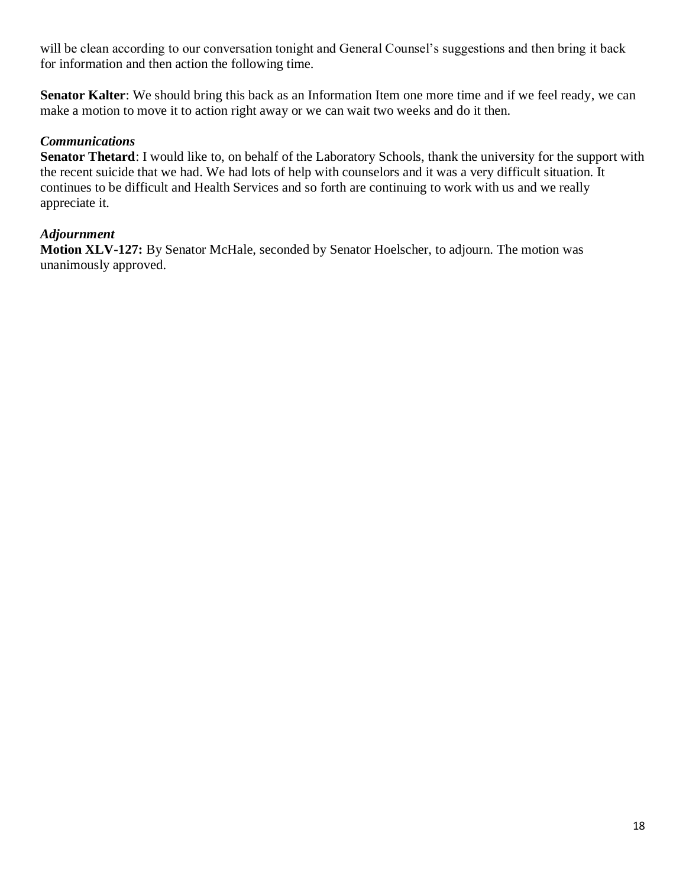will be clean according to our conversation tonight and General Counsel's suggestions and then bring it back for information and then action the following time.

**Senator Kalter**: We should bring this back as an Information Item one more time and if we feel ready, we can make a motion to move it to action right away or we can wait two weeks and do it then.

***Communications***

**Senator Thetard**: I would like to, on behalf of the Laboratory Schools, thank the university for the support with the recent suicide that we had. We had lots of help with counselors and it was a very difficult situation. It continues to be difficult and Health Services and so forth are continuing to work with us and we really appreciate it.

***Adjournment***

**Motion XLV-127:** By Senator McHale, seconded by Senator Hoelscher, to adjourn. The motion was unanimously approved.